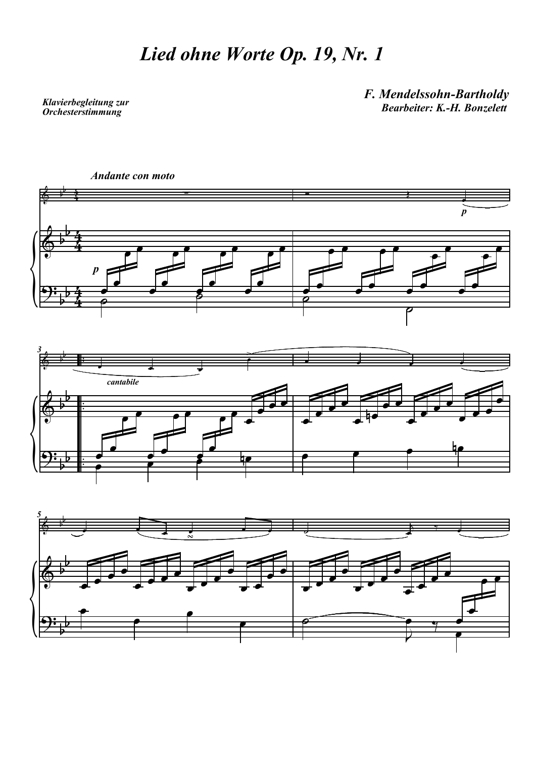# Lied ohne Worte Op. 19, Nr. 1

**F. Mendelssohn-Bartholdy**

**Bearbeiter: K.-H. Bonzelett**

*Klavierbegleitung zur Orchesterstimmung*

*Andante con moto*